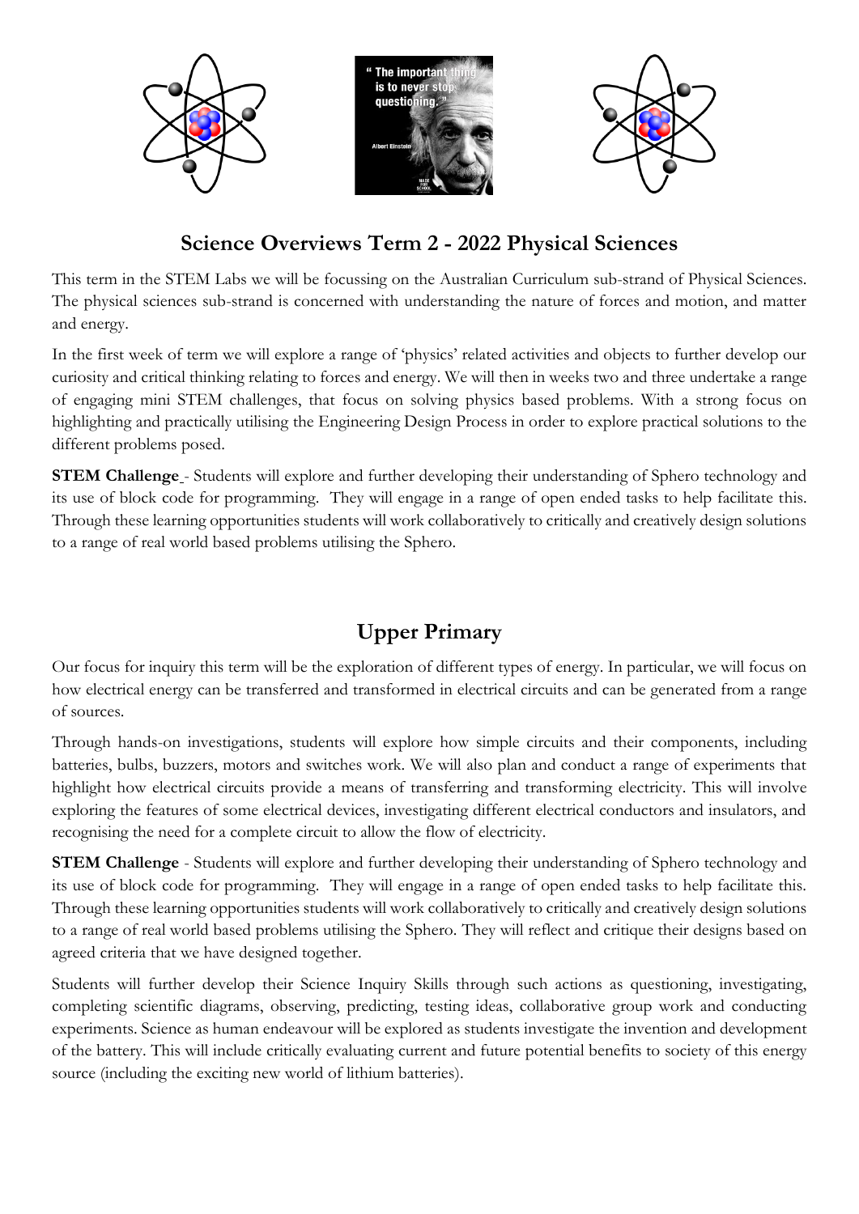## Science Overviews Term 2 - 2022 Physical Sciences

This term in the STEM Labs we will be focussing on the Australian Curriculum sub-strand of Physical Sciences. The physical sciences sub-strand is concerned with understanding the nature of forces and motion, and matter and energy.

In the first week of term we will explore a range of 'physics' related activities and objects to further develop our curiosity and critical thinking relating to forces and energy. We will then in weeks two and three undertake a range of engaging mini STEM challenges, that focus on solving physics based problems. With a strong focus on highlighting and practically utilising the Engineering Design Process in order to explore practical solutions to the different problems posed.

**STEM Challenge** - Students will explore and further developing their understanding of Sphero technology and its use of block code for programming. They will engage in a range of open ended tasks to help facilitate this. Through these learning opportunities students will work collaboratively to critically and creatively design solutions to a range of real world based problems utilising the Sphero.

## Upper Primary

Our focus for inquiry this term will be the exploration of different types of energy. In particular, we will focus on how electrical energy can be transferred and transformed in electrical circuits and can be generated from a range of sources.

Through hands-on investigations, students will explore how simple circuits and their components, including batteries, bulbs, buzzers, motors and switches work. We will also plan and conduct a range of experiments that highlight how electrical circuits provide a means of transferring and transforming electricity. This will involve exploring the features of some electrical devices, investigating different electrical conductors and insulators, and recognising the need for a complete circuit to allow the flow of electricity.

**STEM Challenge** - Students will explore and further developing their understanding of Sphero technology and its use of block code for programming. They will engage in a range of open ended tasks to help facilitate this. Through these learning opportunities students will work collaboratively to critically and creatively design solutions to a range of real world based problems utilising the Sphero. They will reflect and critique their designs based on agreed criteria that we have designed together.

Students will further develop their Science Inquiry Skills through such actions as questioning, investigating, completing scientific diagrams, observing, predicting, testing ideas, collaborative group work and conducting experiments. Science as human endeavour will be explored as students investigate the invention and development of the battery. This will include critically evaluating current and future potential benefits to society of this energy source (including the exciting new world of lithium batteries).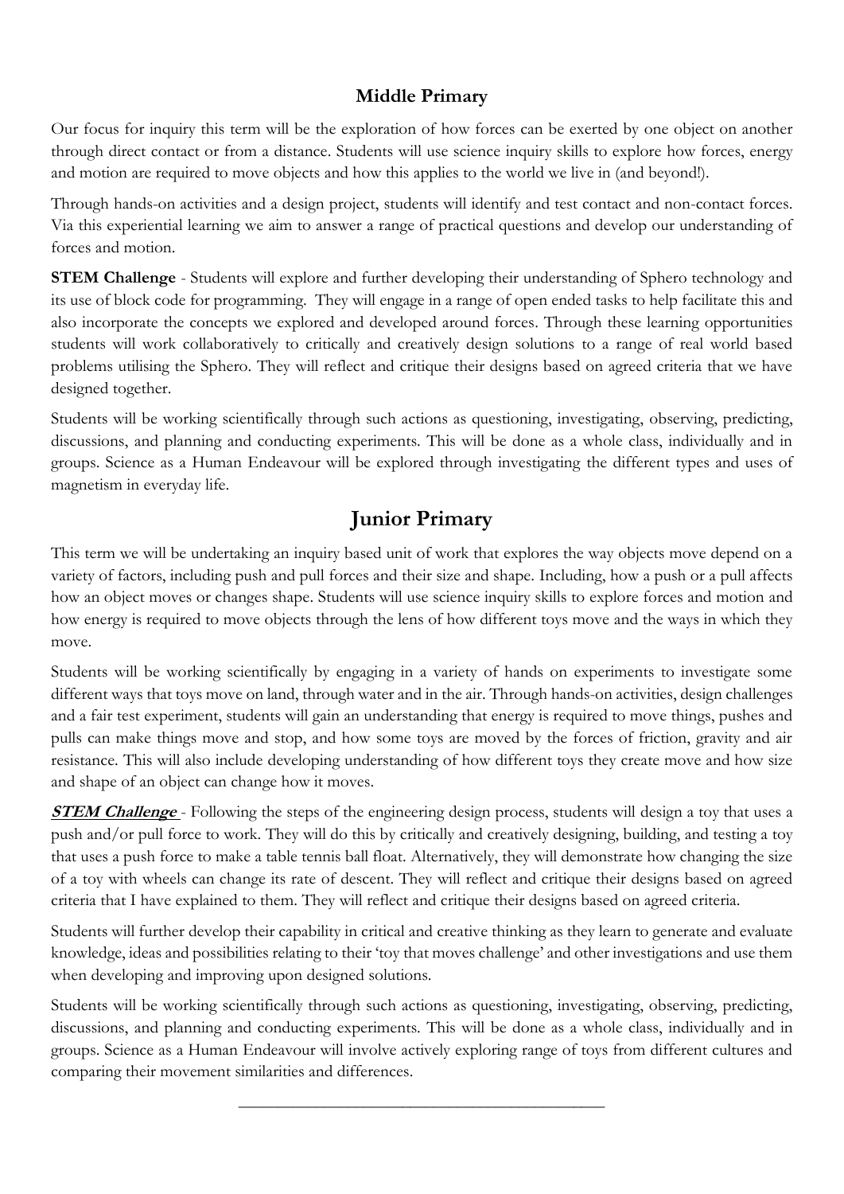## Middle Primary

Our focus for inquiry this term will be the exploration of how forces can be exerted by one object on another through direct contact or from a distance. Students will use science inquiry skills to explore how forces, energy and motion are required to move objects and how this applies to the world we live in (and beyond!).

Through hands-on activities and a design project, students will identify and test contact and non-contact forces. Via this experiential learning we aim to answer a range of practical questions and develop our understanding of forces and motion.

**STEM Challenge** - Students will explore and further developing their understanding of Sphero technology and its use of block code for programming. They will engage in a range of open ended tasks to help facilitate this and also incorporate the concepts we explored and developed around forces. Through these learning opportunities students will work collaboratively to critically and creatively design solutions to a range of real world based problems utilising the Sphero. They will reflect and critique their designs based on agreed criteria that we have designed together.

Students will be working scientifically through such actions as questioning, investigating, observing, predicting, discussions, and planning and conducting experiments. This will be done as a whole class, individually and in groups. Science as a Human Endeavour will be explored through investigating the different types and uses of magnetism in everyday life.

## Junior Primary

This term we will be undertaking an inquiry based unit of work that explores the way objects move depend on a variety of factors, including push and pull forces and their size and shape. Including, how a push or a pull affects how an object moves or changes shape. Students will use science inquiry skills to explore forces and motion and how energy is required to move objects through the lens of how different toys move and the ways in which they move.

Students will be working scientifically by engaging in a variety of hands on experiments to investigate some different ways that toys move on land, through water and in the air. Through hands-on activities, design challenges and a fair test experiment, students will gain an understanding that energy is required to move things, pushes and pulls can make things move and stop, and how some toys are moved by the forces of friction, gravity and air resistance. This will also include developing understanding of how different toys they create move and how size and shape of an object can change how it moves.

***STEM Challenge*** - Following the steps of the engineering design process, students will design a toy that uses a push and/or pull force to work. They will do this by critically and creatively designing, building, and testing a toy that uses a push force to make a table tennis ball float. Alternatively, they will demonstrate how changing the size of a toy with wheels can change its rate of descent. They will reflect and critique their designs based on agreed criteria that I have explained to them. They will reflect and critique their designs based on agreed criteria.

Students will further develop their capability in critical and creative thinking as they learn to generate and evaluate knowledge, ideas and possibilities relating to their 'toy that moves challenge' and other investigations and use them when developing and improving upon designed solutions.

Students will be working scientifically through such actions as questioning, investigating, observing, predicting, discussions, and planning and conducting experiments. This will be done as a whole class, individually and in groups. Science as a Human Endeavour will involve actively exploring range of toys from different cultures and comparing their movement similarities and differences.

---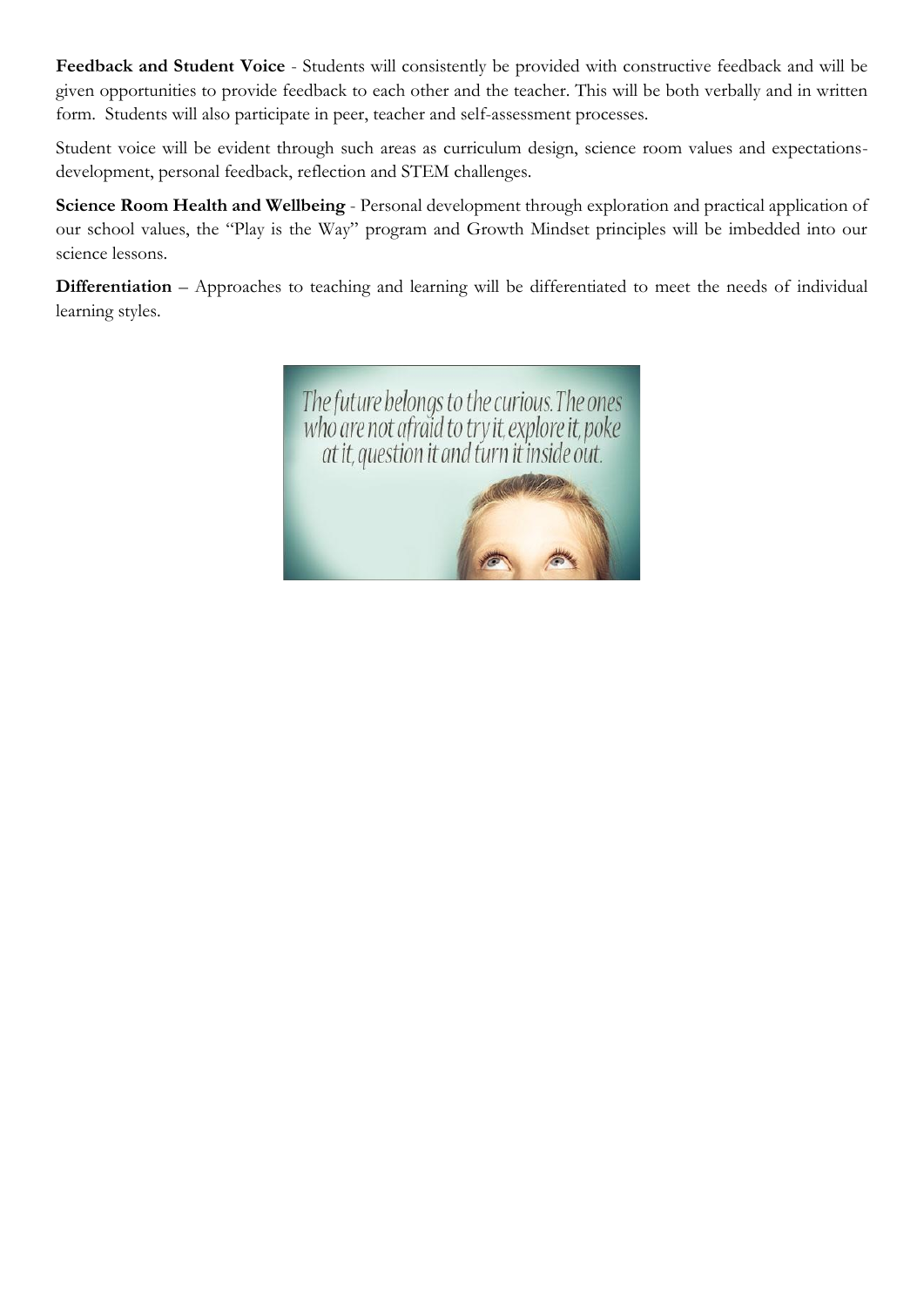**Feedback and Student Voice** - Students will consistently be provided with constructive feedback and will be given opportunities to provide feedback to each other and the teacher. This will be both verbally and in written form. Students will also participate in peer, teacher and self-assessment processes.

Student voice will be evident through such areas as curriculum design, science room values and expectations-development, personal feedback, reflection and STEM challenges.

**Science Room Health and Wellbeing** - Personal development through exploration and practical application of our school values, the "Play is the Way" program and Growth Mindset principles will be imbedded into our science lessons.

**Differentiation** – Approaches to teaching and learning will be differentiated to meet the needs of individual learning styles.

The future belongs to the curious. The ones who are not afraid to try it, explore it, poke at it, question it and turn it inside out.